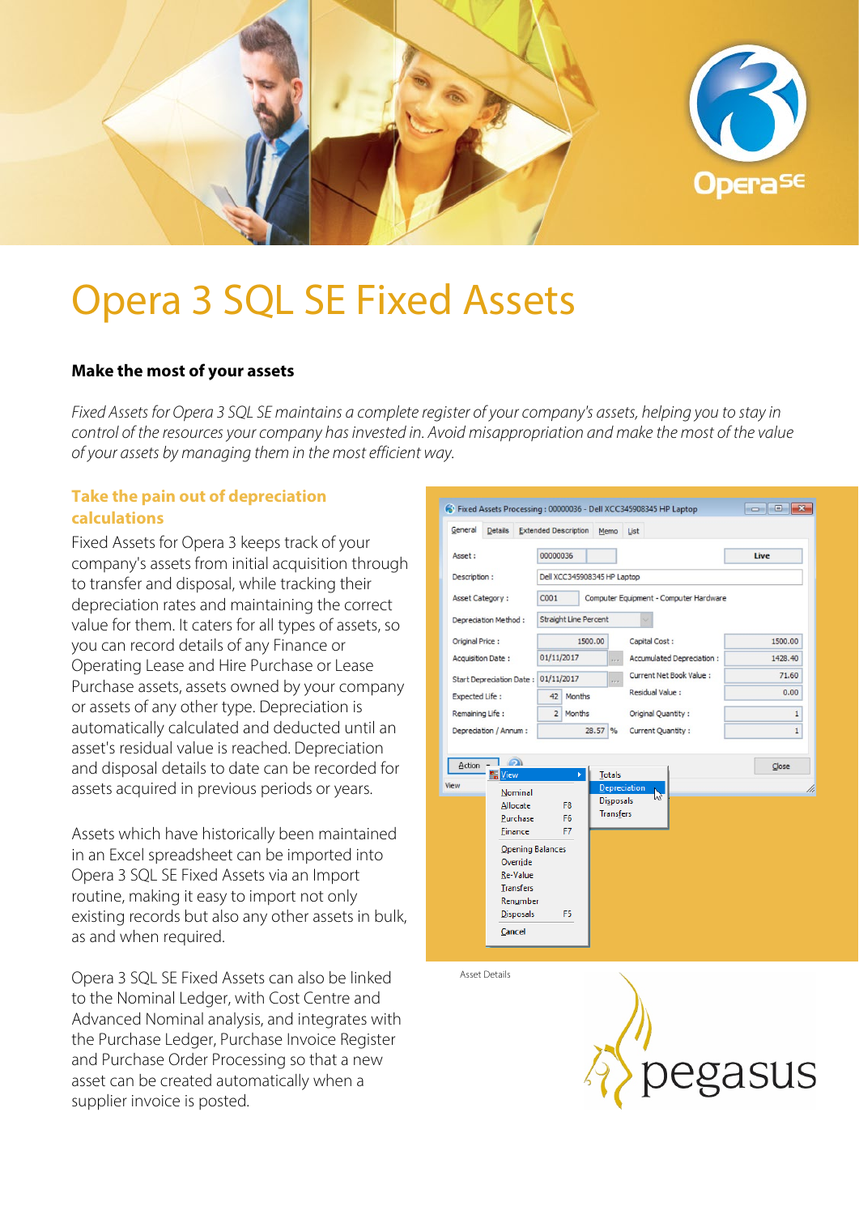# Opera 3 SQL SE Fixed Assets

**Make the most of your assets**

*Fixed Assets for Opera 3 SQL SE maintains a complete register of your company's assets, helping you to stay in control of the resources your company has invested in. Avoid misappropriation and make the most of the value of your assets by managing them in the most efficient way.*

## Take the pain out of depreciation calculations

Fixed Assets for Opera 3 keeps track of your company's assets from initial acquisition through to transfer and disposal, while tracking their depreciation rates and maintaining the correct value for them. It caters for all types of assets, so you can record details of any Finance or Operating Lease and Hire Purchase or Lease Purchase assets, assets owned by your company or assets of any other type. Depreciation is automatically calculated and deducted until an asset's residual value is reached. Depreciation and disposal details to date can be recorded for assets acquired in previous periods or years.

Assets which have historically been maintained in an Excel spreadsheet can be imported into Opera 3 SQL SE Fixed Assets via an Import routine, making it easy to import not only existing records but also any other assets in bulk, as and when required.

Opera 3 SQL SE Fixed Assets can also be linked to the Nominal Ledger, with Cost Centre and Advanced Nominal analysis, and integrates with the Purchase Ledger, Purchase Invoice Register and Purchase Order Processing so that a new asset can be created automatically when a supplier invoice is posted.

Asset Details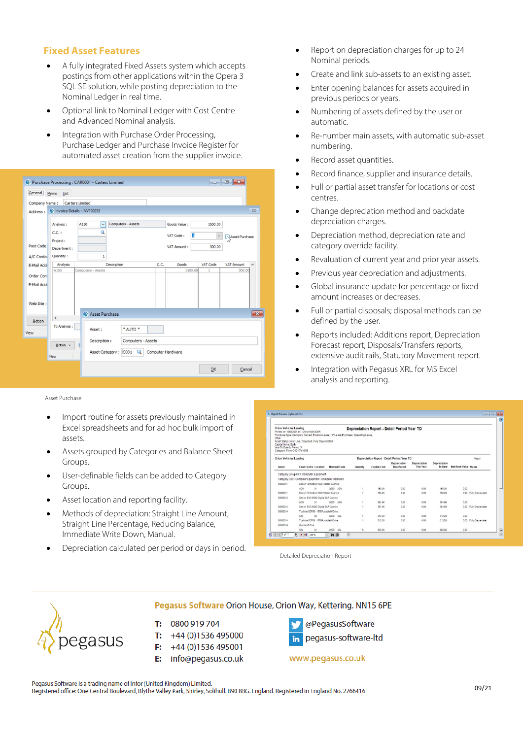## Fixed Asset Features

- A fully integrated Fixed Assets system which accepts postings from other applications within the Opera 3 SQL SE solution, while posting depreciation to the Nominal Ledger in real time.
- Optional link to Nominal Ledger with Cost Centre and Advanced Nominal analysis.
- Integration with Purchase Order Processing, Purchase Ledger and Purchase Invoice Register for automated asset creation from the supplier invoice.

Asset Purchase

- Import routine for assets previously maintained in Excel spreadsheets and for ad hoc bulk import of assets.
- Assets grouped by Categories and Balance Sheet Groups.
- User-definable fields can be added to Category Groups.
- Asset location and reporting facility.
- Methods of depreciation: Straight Line Amount, Straight Line Percentage, Reducing Balance, Immediate Write Down, Manual.
- Depreciation calculated per period or days in period.
- Report on depreciation charges for up to 24 Nominal periods.
- Create and link sub-assets to an existing asset.
- Enter opening balances for assets acquired in previous periods or years.
- Numbering of assets defined by the user or automatic.
- Re-number main assets, with automatic sub-asset numbering.
- Record asset quantities.
- Record finance, supplier and insurance details.
- Full or partial asset transfer for locations or cost centres.
- Change depreciation method and backdate depreciation charges.
- Depreciation method, depreciation rate and category override facility.
- Revaluation of current year and prior year assets.
- Previous year depreciation and adjustments.
- Global insurance update for percentage or fixed amount increases or decreases.
- Full or partial disposals; disposal methods can be defined by the user.
- Reports included: Additions report, Depreciation Forecast report, Disposals/Transfers reports, extensive audit rails, Statutory Movement report.
- Integration with Pegasus XRL for MS Excel analysis and reporting.

Detailed Depreciation Report

**Pegasus Software** Orion House, Orion Way, Kettering. NN15 6PE

**T:** 0800 919 704
**T:** +44 (0)1536 495000
**F:** +44 (0)1536 495001
**E:** info@pegasus.co.uk

@PegasusSoftware
pegasus-software-ltd

www.pegasus.co.uk

Pegasus Software is a trading name of Infor (United Kingdom) Limited.
Registered office: One Central Boulevard, Blythe Valley Park, Shirley, Solihull. B90 8BG. England. Registered in England No. 2766416

09/21